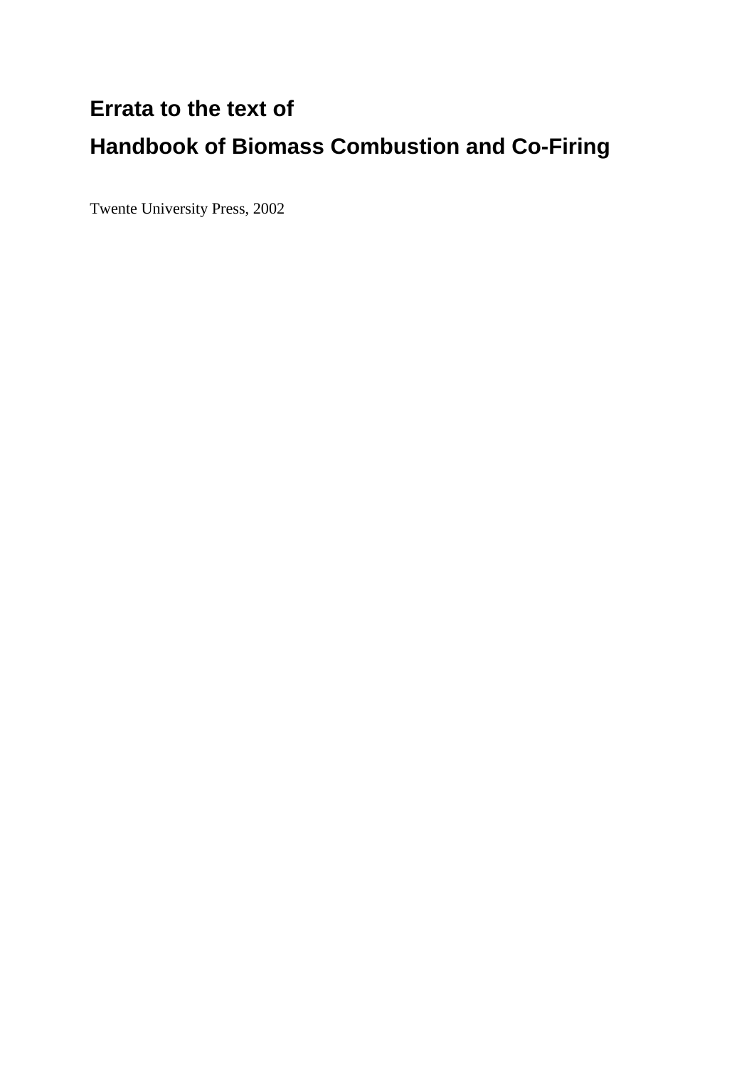# Errata to the text of

# Handbook of Biomass Combustion and Co-Firing

Twente University Press, 2002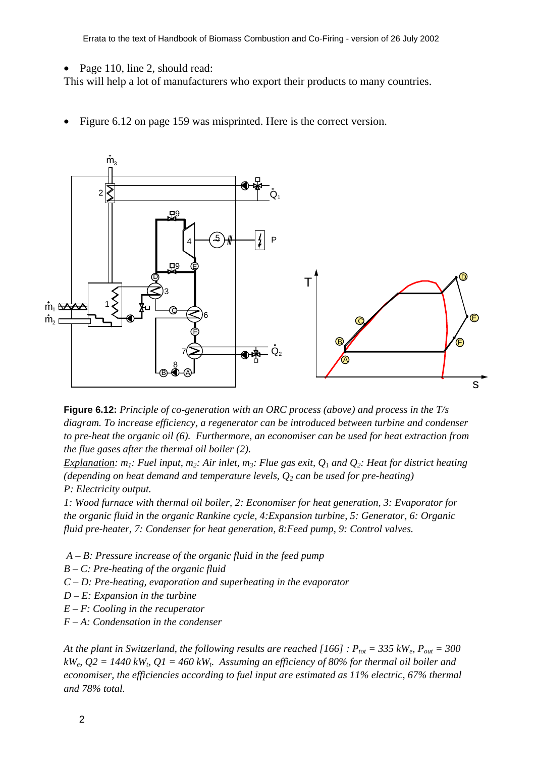- Page 110, line 2, should read:

This will help a lot of manufacturers who export their products to many countries.

- Figure 6.12 on page 159 was misprinted. Here is the correct version.

**Figure 6.12:** *Principle of co-generation with an ORC process (above) and process in the T/s diagram. To increase efficiency, a regenerator can be introduced between turbine and condenser to pre-heat the organic oil (6). Furthermore, an economiser can be used for heat extraction from the flue gases after the thermal oil boiler (2).*

*Explanation: $m_1$: Fuel input, $m_2$: Air inlet, $m_3$: Flue gas exit, $Q_1$ and $Q_2$: Heat for district heating (depending on heat demand and temperature levels, $Q_2$ can be used for pre-heating)*
*P: Electricity output.*

*1: Wood furnace with thermal oil boiler, 2: Economiser for heat generation, 3: Evaporator for the organic fluid in the organic Rankine cycle, 4:Expansion turbine, 5: Generator, 6: Organic fluid pre-heater, 7: Condenser for heat generation, 8:Feed pump, 9: Control valves.*

*A – B: Pressure increase of the organic fluid in the feed pump*
*B – C: Pre-heating of the organic fluid*
*C – D: Pre-heating, evaporation and superheating in the evaporator*
*D – E: Expansion in the turbine*
*E – F: Cooling in the recuperator*
*F – A: Condensation in the condenser*

*At the plant in Switzerland, the following results are reached [166] : $P_{tot}$ = 335 $kW_e$, $P_{out}$ = 300 $kW_e$, Q2 = 1440 $kW_t$, Q1 = 460 $kW_t$. Assuming an efficiency of 80% for thermal oil boiler and economiser, the efficiencies according to fuel input are estimated as 11% electric, 67% thermal and 78% total.*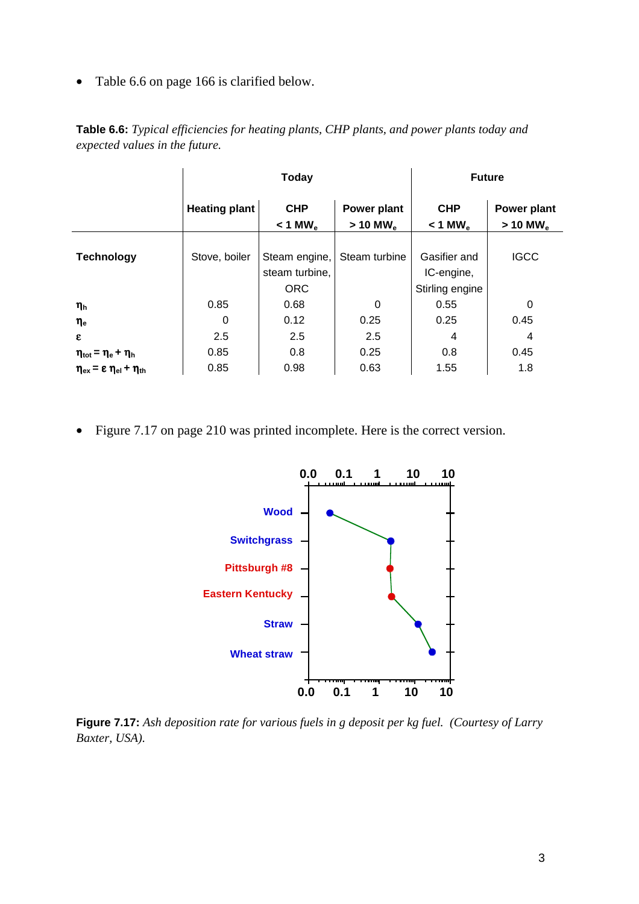- Table 6.6 on page 166 is clarified below.

**Table 6.6:** *Typical efficiencies for heating plants, CHP plants, and power plants today and expected values in the future.*

| | Today | | | Future | |
|---|---|---|---|---|---|
| | **Heating plant** | **CHP** $< 1$ **MW$_e$** | **Power plant** $> 10$ **MW$_e$** | **CHP** $< 1$ **MW$_e$** | **Power plant** $> 10$ **MW$_e$** |
| **Technology** | Stove, boiler | Steam engine, steam turbine, ORC | Steam turbine | Gasifier and IC-engine, Stirling engine | IGCC |
| $\eta_h$ | 0.85 | 0.68 | 0 | 0.55 | 0 |
| $\eta_e$ | 0 | 0.12 | 0.25 | 0.25 | 0.45 |
| $\varepsilon$ | 2.5 | 2.5 | 2.5 | 4 | 4 |
| $\eta_{tot} = \eta_e + \eta_h$ | 0.85 | 0.8 | 0.25 | 0.8 | 0.45 |
| $\eta_{ex} = \varepsilon\, \eta_{el} + \eta_{th}$ | 0.85 | 0.98 | 0.63 | 1.55 | 1.8 |

- Figure 7.17 on page 210 was printed incomplete. Here is the correct version.

**Figure 7.17:** *Ash deposition rate for various fuels in g deposit per kg fuel. (Courtesy of Larry Baxter, USA).*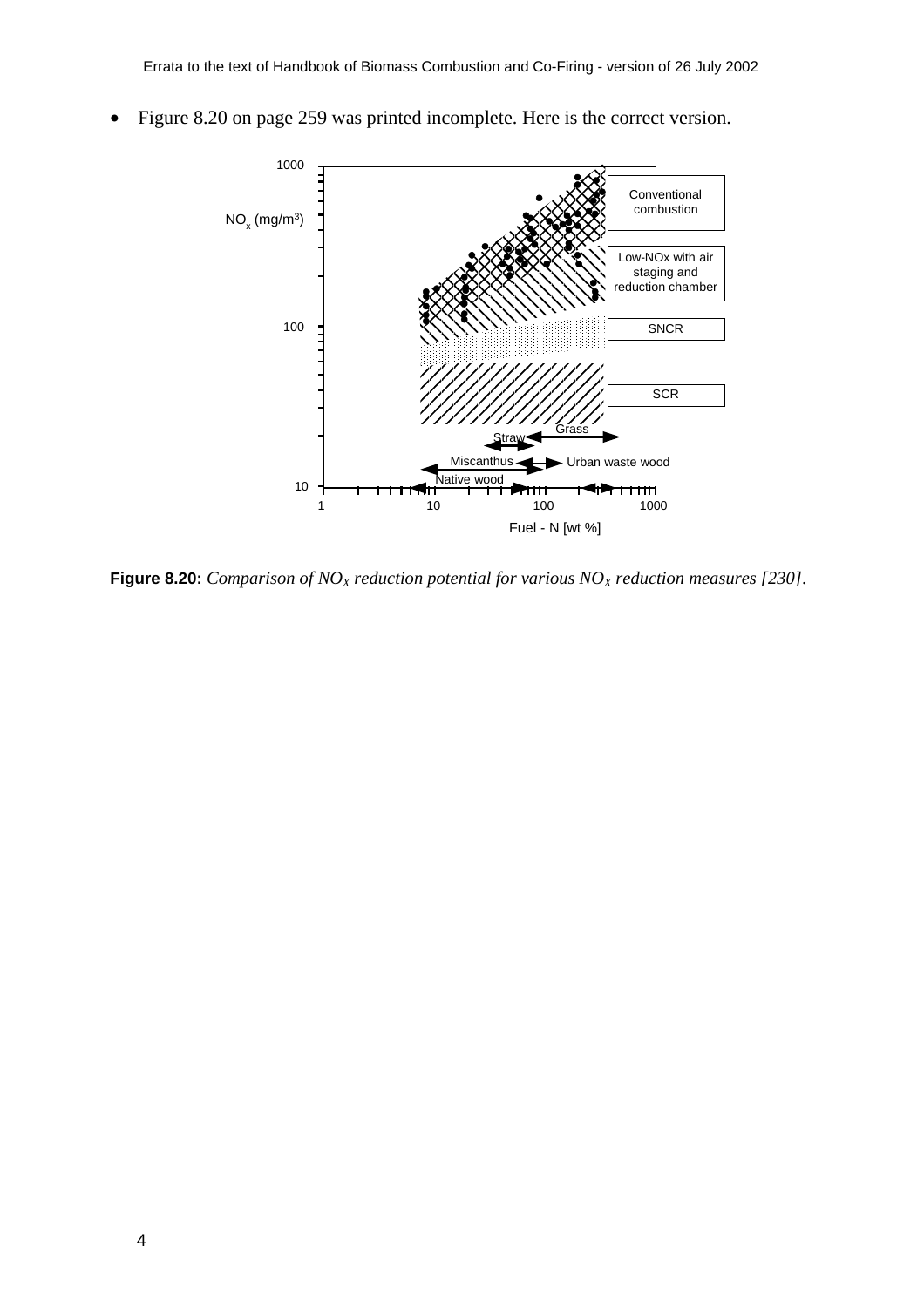- Figure 8.20 on page 259 was printed incomplete. Here is the correct version.

1000

$NO_x$ (mg/m³)

100

10

1

10

100

1000

Fuel - N [wt %]

Conventional combustion

Low-NOx with air staging and reduction chamber

SNCR

SCR

Grass

Straw

Miscanthus

Urban waste wood

Native wood

**Figure 8.20:** *Comparison of $NO_X$ reduction potential for various $NO_X$ reduction measures [230].*